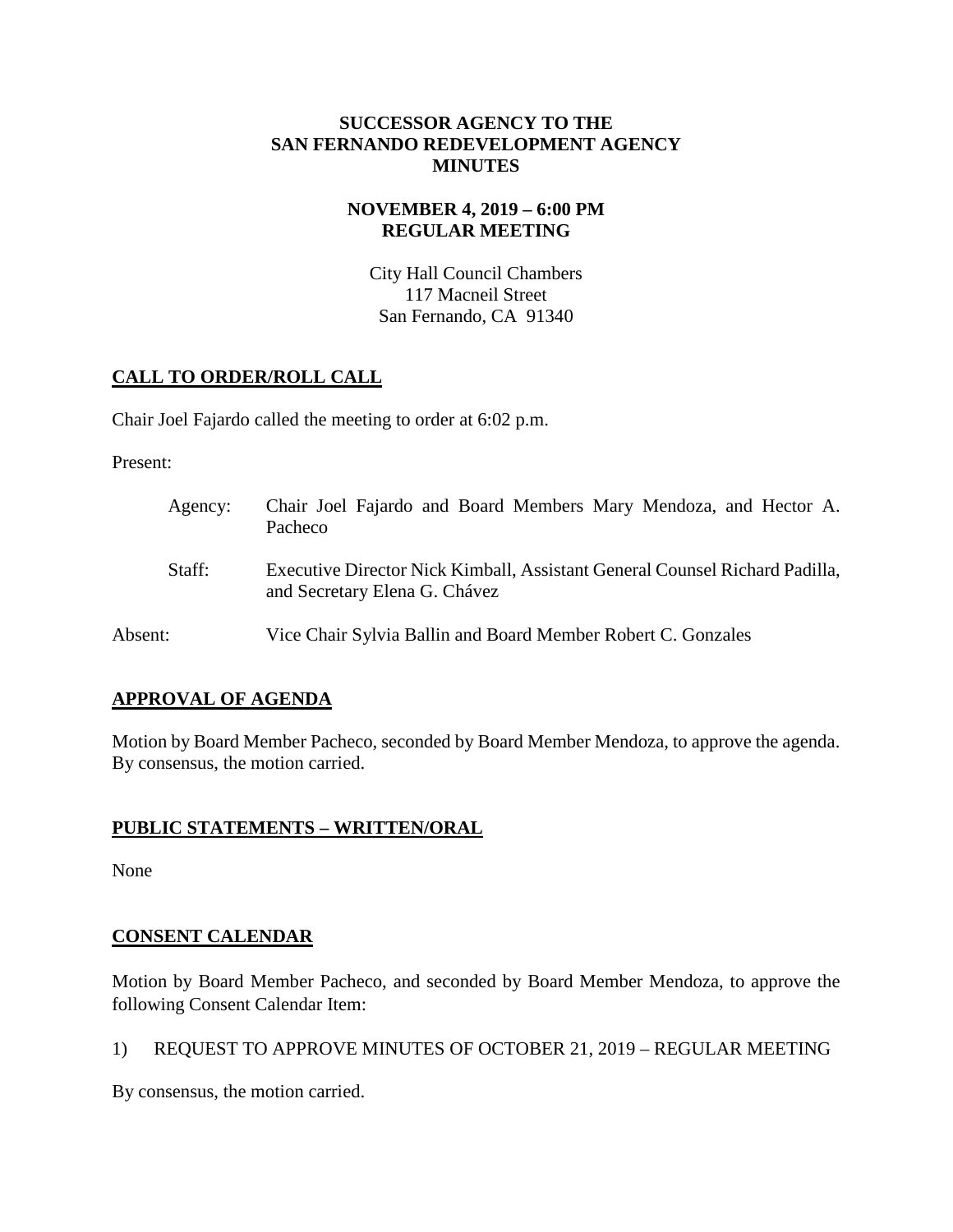**SUCCESSOR AGENCY TO THE**
**SAN FERNANDO REDEVELOPMENT AGENCY**
**MINUTES**

**NOVEMBER 4, 2019 – 6:00 PM**
**REGULAR MEETING**

City Hall Council Chambers
117 Macneil Street
San Fernando, CA 91340

## CALL TO ORDER/ROLL CALL

Chair Joel Fajardo called the meeting to order at 6:02 p.m.

Present:

Agency: Chair Joel Fajardo and Board Members Mary Mendoza, and Hector A. Pacheco

Staff: Executive Director Nick Kimball, Assistant General Counsel Richard Padilla, and Secretary Elena G. Chávez

Absent: Vice Chair Sylvia Ballin and Board Member Robert C. Gonzales

## APPROVAL OF AGENDA

Motion by Board Member Pacheco, seconded by Board Member Mendoza, to approve the agenda. By consensus, the motion carried.

## PUBLIC STATEMENTS – WRITTEN/ORAL

None

## CONSENT CALENDAR

Motion by Board Member Pacheco, and seconded by Board Member Mendoza, to approve the following Consent Calendar Item:

1) REQUEST TO APPROVE MINUTES OF OCTOBER 21, 2019 – REGULAR MEETING

By consensus, the motion carried.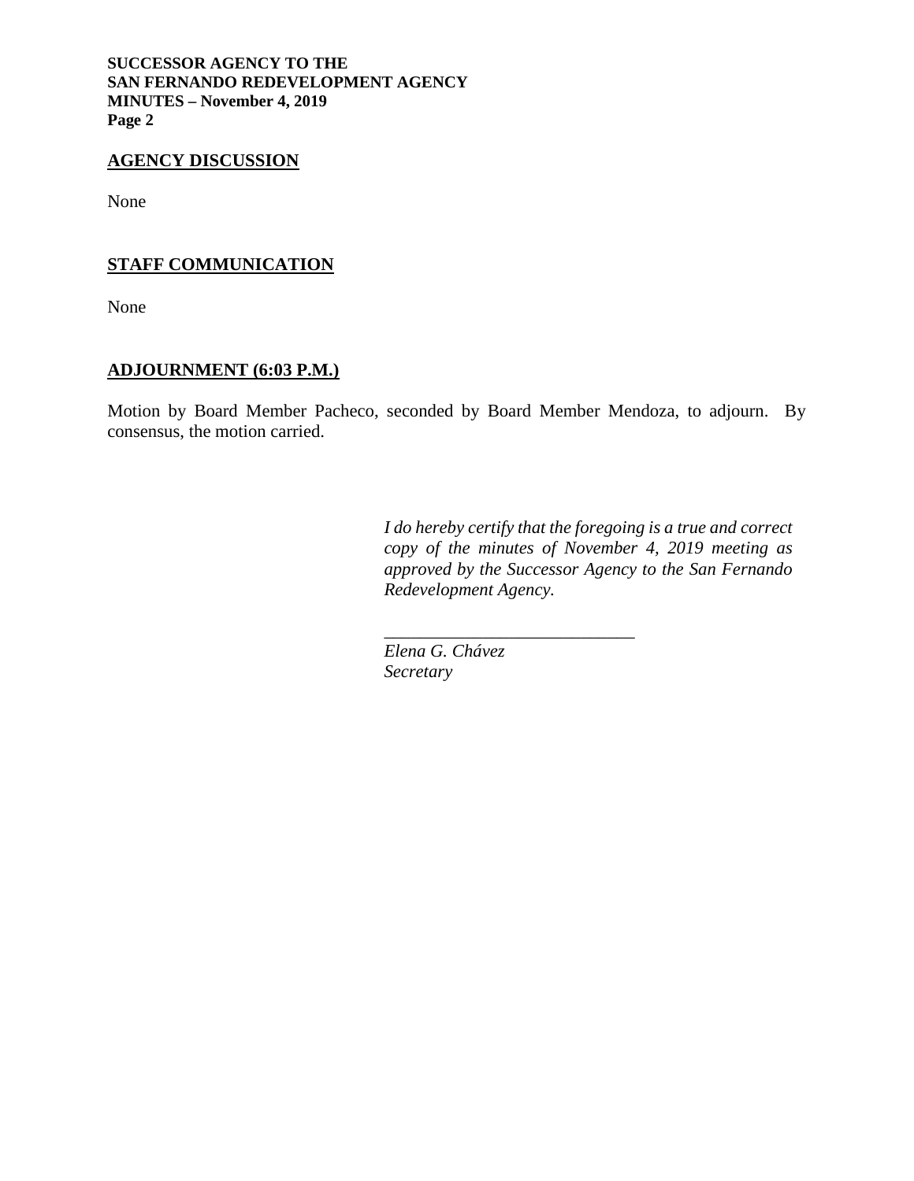## AGENCY DISCUSSION

None

## STAFF COMMUNICATION

None

## ADJOURNMENT (6:03 P.M.)

Motion by Board Member Pacheco, seconded by Board Member Mendoza, to adjourn. By consensus, the motion carried.

*I do hereby certify that the foregoing is a true and correct copy of the minutes of November 4, 2019 meeting as approved by the Successor Agency to the San Fernando Redevelopment Agency.*

\_\_\_\_\_\_\_\_\_\_\_\_\_\_\_\_\_\_\_\_\_\_\_\_\_\_\_\_

*Elena G. Chávez*
*Secretary*